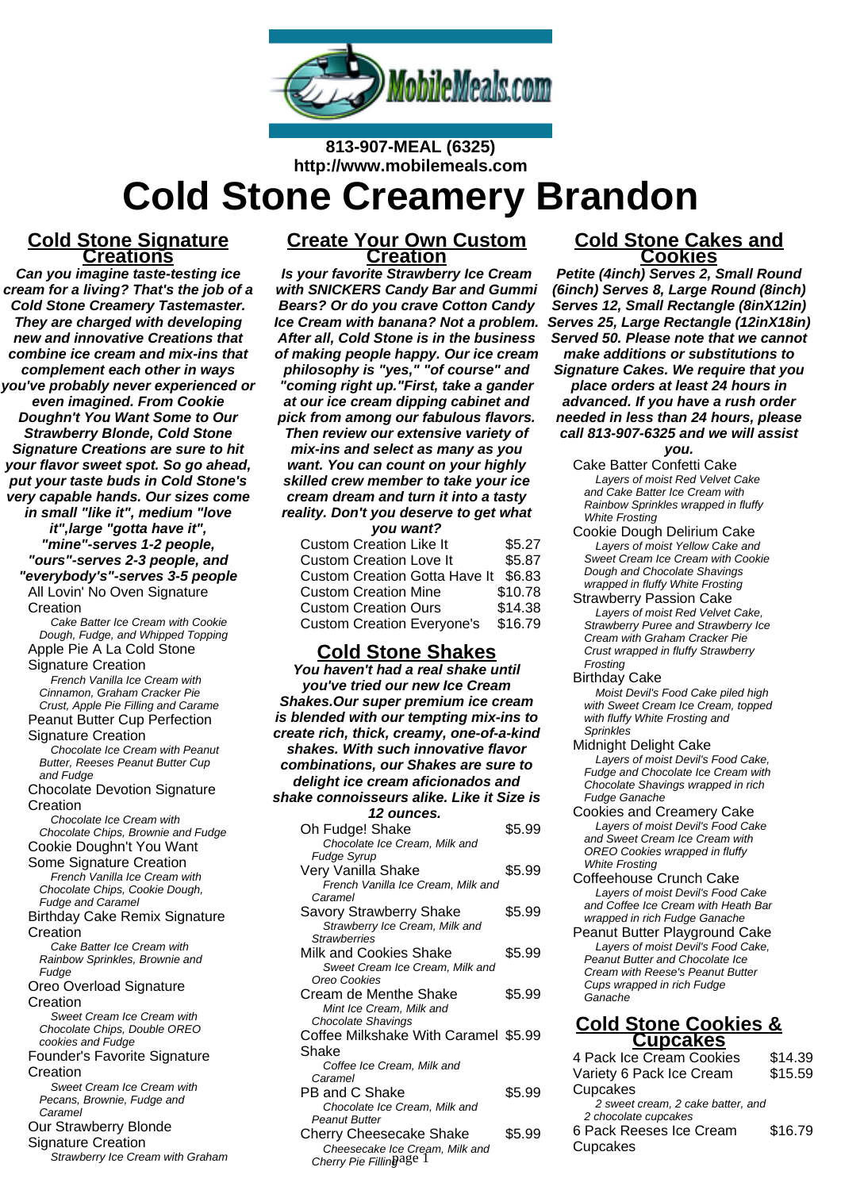813-907-MEAL (6325)
http://www.mobilemeals.com

# Cold Stone Creamery Brandon

## Cold Stone Signature Creations

***Can you imagine taste-testing ice cream for a living? That's the job of a Cold Stone Creamery Tastemaster. They are charged with developing new and innovative Creations that combine ice cream and mix-ins that complement each other in ways you've probably never experienced or even imagined. From Cookie Doughn't You Want Some to Our Strawberry Blonde, Cold Stone Signature Creations are sure to hit your flavor sweet spot. So go ahead, put your taste buds in Cold Stone's very capable hands. Our sizes come in small "like it", medium "love it",large "gotta have it", "mine"-serves 1-2 people, "ours"-serves 2-3 people, and "everybody's"-serves 3-5 people***

All Lovin' No Oven Signature Creation
*Cake Batter Ice Cream with Cookie Dough, Fudge, and Whipped Topping*

Apple Pie A La Cold Stone Signature Creation
*French Vanilla Ice Cream with Cinnamon, Graham Cracker Pie Crust, Apple Pie Filling and Carame*

Peanut Butter Cup Perfection Signature Creation
*Chocolate Ice Cream with Peanut Butter, Reeses Peanut Butter Cup and Fudge*

Chocolate Devotion Signature Creation
*Chocolate Ice Cream with Chocolate Chips, Brownie and Fudge*

Cookie Doughn't You Want Some Signature Creation
*French Vanilla Ice Cream with Chocolate Chips, Cookie Dough, Fudge and Caramel*

Birthday Cake Remix Signature Creation
*Cake Batter Ice Cream with Rainbow Sprinkles, Brownie and Fudge*

Oreo Overload Signature Creation
*Sweet Cream Ice Cream with Chocolate Chips, Double OREO cookies and Fudge*

Founder's Favorite Signature Creation
*Sweet Cream Ice Cream with Pecans, Brownie, Fudge and Caramel*

Our Strawberry Blonde Signature Creation
*Strawberry Ice Cream with Graham*

## Create Your Own Custom Creation

***Is your favorite Strawberry Ice Cream with SNICKERS Candy Bar and Gummi Bears? Or do you crave Cotton Candy Ice Cream with banana? Not a problem. After all, Cold Stone is in the business of making people happy. Our ice cream philosophy is "yes," "of course" and "coming right up."First, take a gander at our ice cream dipping cabinet and pick from among our fabulous flavors. Then review our extensive variety of mix-ins and select as many as you want. You can count on your highly skilled crew member to take your ice cream dream and turn it into a tasty reality. Don't you deserve to get what you want?***

| Item | Price |
|---|---|
| Custom Creation Like It | $5.27 |
| Custom Creation Love It | $5.87 |
| Custom Creation Gotta Have It | $6.83 |
| Custom Creation Mine | $10.78 |
| Custom Creation Ours | $14.38 |
| Custom Creation Everyone's | $16.79 |

## Cold Stone Shakes

***You haven't had a real shake until you've tried our new Ice Cream Shakes.Our super premium ice cream is blended with our tempting mix-ins to create rich, thick, creamy, one-of-a-kind shakes. With such innovative flavor combinations, our Shakes are sure to delight ice cream aficionados and shake connoisseurs alike. Like it Size is 12 ounces.***

| Item | Price |
|---|---|
| Oh Fudge! Shake<br>*Chocolate Ice Cream, Milk and Fudge Syrup* | $5.99 |
| Very Vanilla Shake<br>*French Vanilla Ice Cream, Milk and Caramel* | $5.99 |
| Savory Strawberry Shake<br>*Strawberry Ice Cream, Milk and Strawberries* | $5.99 |
| Milk and Cookies Shake<br>*Sweet Cream Ice Cream, Milk and Oreo Cookies* | $5.99 |
| Cream de Menthe Shake<br>*Mint Ice Cream, Milk and Chocolate Shavings* | $5.99 |
| Coffee Milkshake With Caramel Shake<br>*Coffee Ice Cream, Milk and Caramel* | $5.99 |
| PB and C Shake<br>*Chocolate Ice Cream, Milk and Peanut Butter* | $5.99 |
| Cherry Cheesecake Shake<br>*Cheesecake Ice Cream, Milk and Cherry Pie Filling* | $5.99 |

## Cold Stone Cakes and Cookies

***Petite (4inch) Serves 2, Small Round (6inch) Serves 8, Large Round (8inch) Serves 12, Small Rectangle (8inX12in) Serves 25, Large Rectangle (12inX18in) Served 50. Please note that we cannot make additions or substitutions to Signature Cakes. We require that you place orders at least 24 hours in advanced. If you have a rush order needed in less than 24 hours, please call 813-907-6325 and we will assist you.***

Cake Batter Confetti Cake
*Layers of moist Red Velvet Cake and Cake Batter Ice Cream with Rainbow Sprinkles wrapped in fluffy White Frosting*

Cookie Dough Delirium Cake
*Layers of moist Yellow Cake and Sweet Cream Ice Cream with Cookie Dough and Chocolate Shavings wrapped in fluffy White Frosting*

Strawberry Passion Cake
*Layers of moist Red Velvet Cake, Strawberry Puree and Strawberry Ice Cream with Graham Cracker Pie Crust wrapped in fluffy Strawberry Frosting*

Birthday Cake
*Moist Devil's Food Cake piled high with Sweet Cream Ice Cream, topped with fluffy White Frosting and Sprinkles*

Midnight Delight Cake
*Layers of moist Devil's Food Cake, Fudge and Chocolate Ice Cream with Chocolate Shavings wrapped in rich Fudge Ganache*

Cookies and Creamery Cake
*Layers of moist Devil's Food Cake and Sweet Cream Ice Cream with OREO Cookies wrapped in fluffy White Frosting*

Coffeehouse Crunch Cake
*Layers of moist Devil's Food Cake and Coffee Ice Cream with Heath Bar wrapped in rich Fudge Ganache*

Peanut Butter Playground Cake
*Layers of moist Devil's Food Cake, Peanut Butter and Chocolate Ice Cream with Reese's Peanut Butter Cups wrapped in rich Fudge Ganache*

## Cold Stone Cookies & Cupcakes

| Item | Price |
|---|---|
| 4 Pack Ice Cream Cookies | $14.39 |
| Variety 6 Pack Ice Cream Cupcakes<br>*2 sweet cream, 2 cake batter, and 2 chocolate cupcakes* | $15.59 |
| 6 Pack Reeses Ice Cream Cupcakes | $16.79 |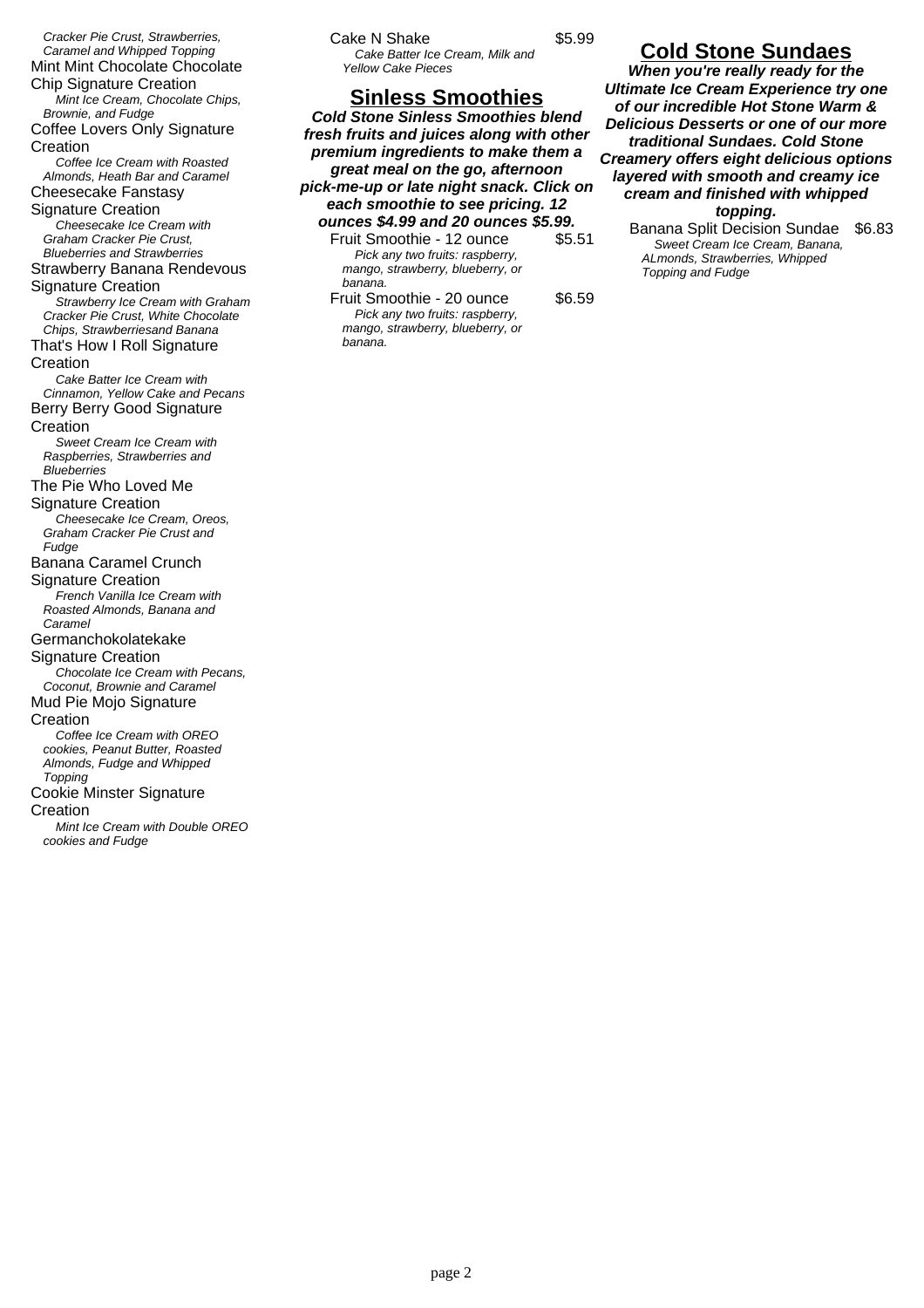*Cracker Pie Crust, Strawberries, Caramel and Whipped Topping*

Mint Mint Chocolate Chocolate Chip Signature Creation
*Mint Ice Cream, Chocolate Chips, Brownie, and Fudge*

Coffee Lovers Only Signature Creation
*Coffee Ice Cream with Roasted Almonds, Heath Bar and Caramel*

Cheesecake Fanstasy Signature Creation
*Cheesecake Ice Cream with Graham Cracker Pie Crust, Blueberries and Strawberries*

Strawberry Banana Rendevous Signature Creation
*Strawberry Ice Cream with Graham Cracker Pie Crust, White Chocolate Chips, Strawberriesand Banana*

That's How I Roll Signature Creation
*Cake Batter Ice Cream with Cinnamon, Yellow Cake and Pecans*

Berry Berry Good Signature Creation
*Sweet Cream Ice Cream with Raspberries, Strawberries and Blueberries*

The Pie Who Loved Me Signature Creation
*Cheesecake Ice Cream, Oreos, Graham Cracker Pie Crust and Fudge*

Banana Caramel Crunch Signature Creation
*French Vanilla Ice Cream with Roasted Almonds, Banana and Caramel*

Germanchokolatekake Signature Creation
*Chocolate Ice Cream with Pecans, Coconut, Brownie and Caramel*

Mud Pie Mojo Signature Creation
*Coffee Ice Cream with OREO cookies, Peanut Butter, Roasted Almonds, Fudge and Whipped Topping*

Cookie Minster Signature Creation
*Mint Ice Cream with Double OREO cookies and Fudge*

Cake N Shake $5.99
*Cake Batter Ice Cream, Milk and Yellow Cake Pieces*

## Sinless Smoothies

***Cold Stone Sinless Smoothies blend fresh fruits and juices along with other premium ingredients to make them a great meal on the go, afternoon pick-me-up or late night snack. Click on each smoothie to see pricing. 12 ounces $4.99 and 20 ounces $5.99.***

Fruit Smoothie - 12 ounce $5.51
*Pick any two fruits: raspberry, mango, strawberry, blueberry, or banana.*

Fruit Smoothie - 20 ounce $6.59
*Pick any two fruits: raspberry, mango, strawberry, blueberry, or banana.*

## Cold Stone Sundaes

***When you're really ready for the Ultimate Ice Cream Experience try one of our incredible Hot Stone Warm & Delicious Desserts or one of our more traditional Sundaes. Cold Stone Creamery offers eight delicious options layered with smooth and creamy ice cream and finished with whipped topping.***

Banana Split Decision Sundae $6.83
*Sweet Cream Ice Cream, Banana, ALmonds, Strawberries, Whipped Topping and Fudge*